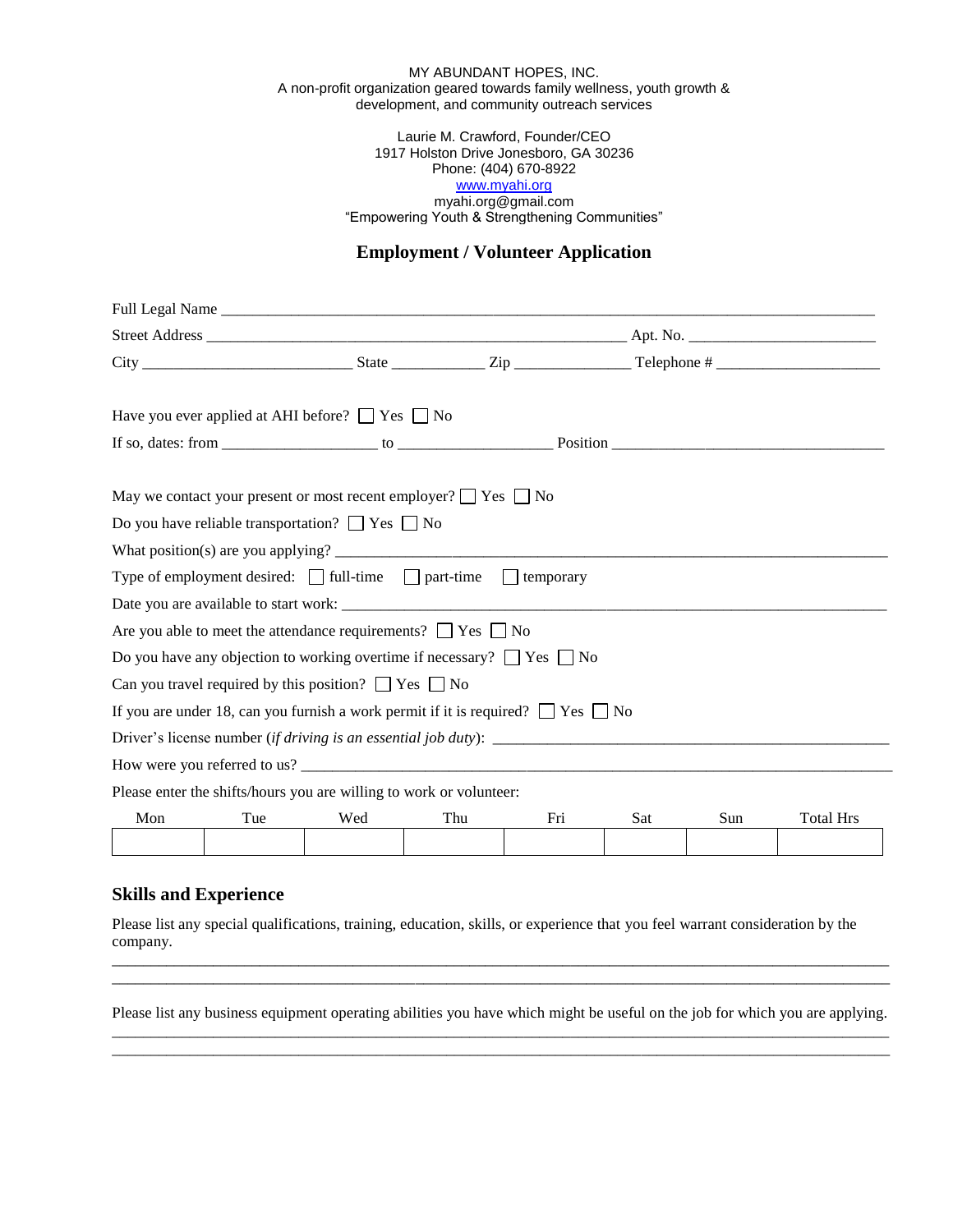MY ABUNDANT HOPES, INC.
A non-profit organization geared towards family wellness, youth growth & development, and community outreach services

Laurie M. Crawford, Founder/CEO
1917 Holston Drive Jonesboro, GA 30236
Phone: (404) 670-8922
www.myahi.org
myahi.org@gmail.com
"Empowering Youth & Strengthening Communities"

## Employment / Volunteer Application

Full Legal Name ________________________________________________________________________

Street Address ______________________________________________ Apt. No. _____________________

City _______________________ State __________ Zip _____________ Telephone # __________________

Have you ever applied at AHI before? ☐ Yes ☐ No

If so, dates: from _________________ to _________________ Position ________________________________

May we contact your present or most recent employer? ☐ Yes ☐ No

Do you have reliable transportation? ☐ Yes ☐ No

What position(s) are you applying? ______________________________________________________________

Type of employment desired: ☐ full-time ☐ part-time ☐ temporary

Date you are available to start work: _____________________________________________________________

Are you able to meet the attendance requirements? ☐ Yes ☐ No

Do you have any objection to working overtime if necessary? ☐ Yes ☐ No

Can you travel required by this position? ☐ Yes ☐ No

If you are under 18, can you furnish a work permit if it is required? ☐ Yes ☐ No

Driver's license number (*if driving is an essential job duty*): ______________________________________________

How were you referred to us? ___________________________________________________________________

Please enter the shifts/hours you are willing to work or volunteer:

| Mon | Tue | Wed | Thu | Fri | Sat | Sun | Total Hrs |
|---|---|---|---|---|---|---|---|
| | | | | | | | |

## Skills and Experience

Please list any special qualifications, training, education, skills, or experience that you feel warrant consideration by the company.

____________________________________________________________________________________________

____________________________________________________________________________________________

Please list any business equipment operating abilities you have which might be useful on the job for which you are applying.

____________________________________________________________________________________________

____________________________________________________________________________________________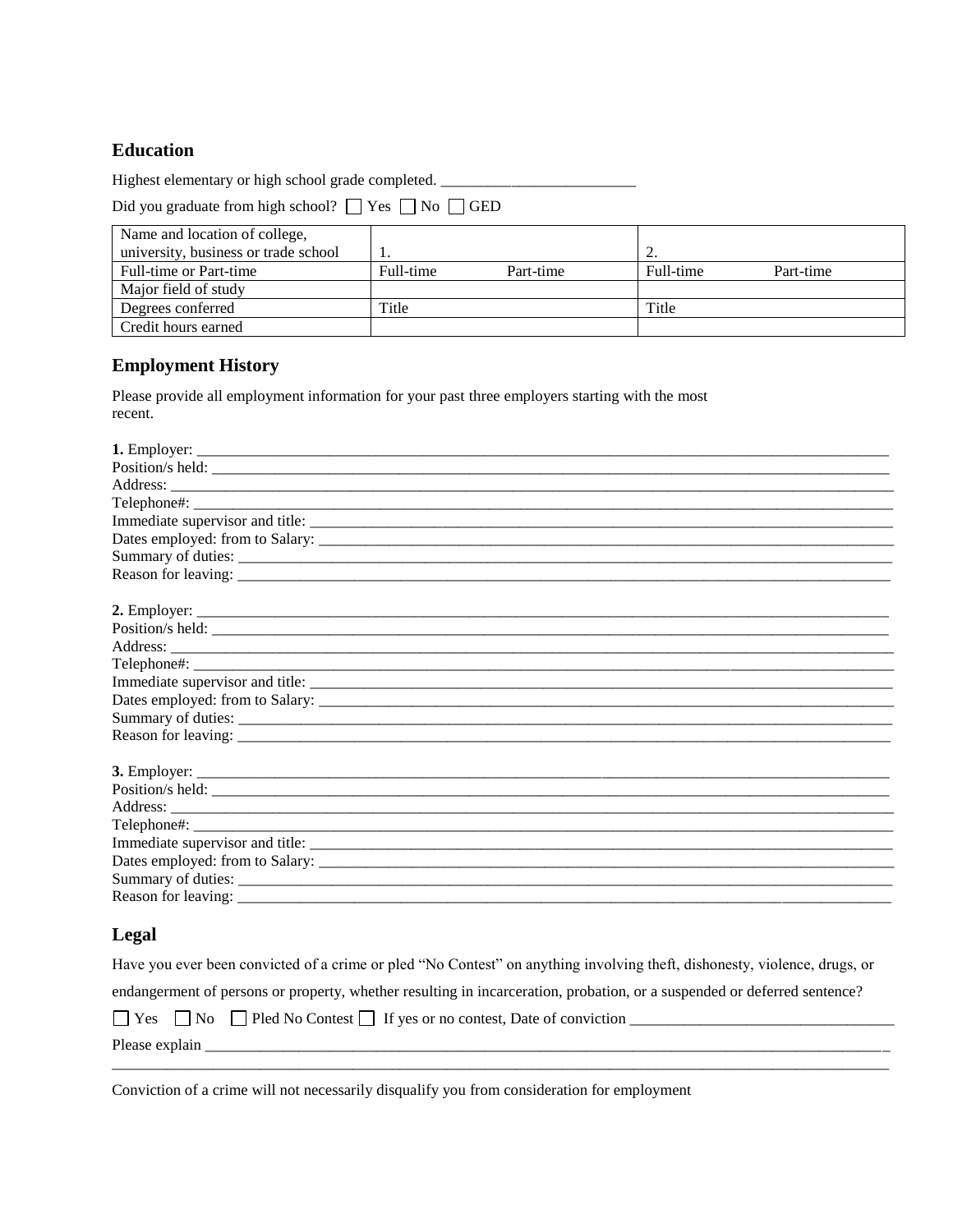## Education

Highest elementary or high school grade completed. _________________________

Did you graduate from high school? ☐ Yes ☐ No ☐ GED

| Name and location of college, university, business or trade school | 1. | 2. |
|---|---|---|
| Full-time or Part-time | Full-time Part-time | Full-time Part-time |
| Major field of study | | |
| Degrees conferred | Title | Title |
| Credit hours earned | | |

## Employment History

Please provide all employment information for your past three employers starting with the most recent.

**1.** Employer: ___________________________________________________________________________
Position/s held: ________________________________________________________________________
Address: _______________________________________________________________________________
Telephone#: ____________________________________________________________________________
Immediate supervisor and title: __________________________________________________________
Dates employed: from to Salary: _________________________________________________________
Summary of duties: _____________________________________________________________________
Reason for leaving: _____________________________________________________________________

**2.** Employer: ___________________________________________________________________________
Position/s held: ________________________________________________________________________
Address: _______________________________________________________________________________
Telephone#: ____________________________________________________________________________
Immediate supervisor and title: __________________________________________________________
Dates employed: from to Salary: _________________________________________________________
Summary of duties: _____________________________________________________________________
Reason for leaving: _____________________________________________________________________

**3.** Employer: ___________________________________________________________________________
Position/s held: ________________________________________________________________________
Address: _______________________________________________________________________________
Telephone#: ____________________________________________________________________________
Immediate supervisor and title: __________________________________________________________
Dates employed: from to Salary: _________________________________________________________
Summary of duties: _____________________________________________________________________
Reason for leaving: _____________________________________________________________________

## Legal

Have you ever been convicted of a crime or pled "No Contest" on anything involving theft, dishonesty, violence, drugs, or endangerment of persons or property, whether resulting in incarceration, probation, or a suspended or deferred sentence?

☐ Yes ☐ No ☐ Pled No Contest ☐ If yes or no contest, Date of conviction ____________________________

Please explain ___________________________________________________________________________
_______________________________________________________________________________________

Conviction of a crime will not necessarily disqualify you from consideration for employment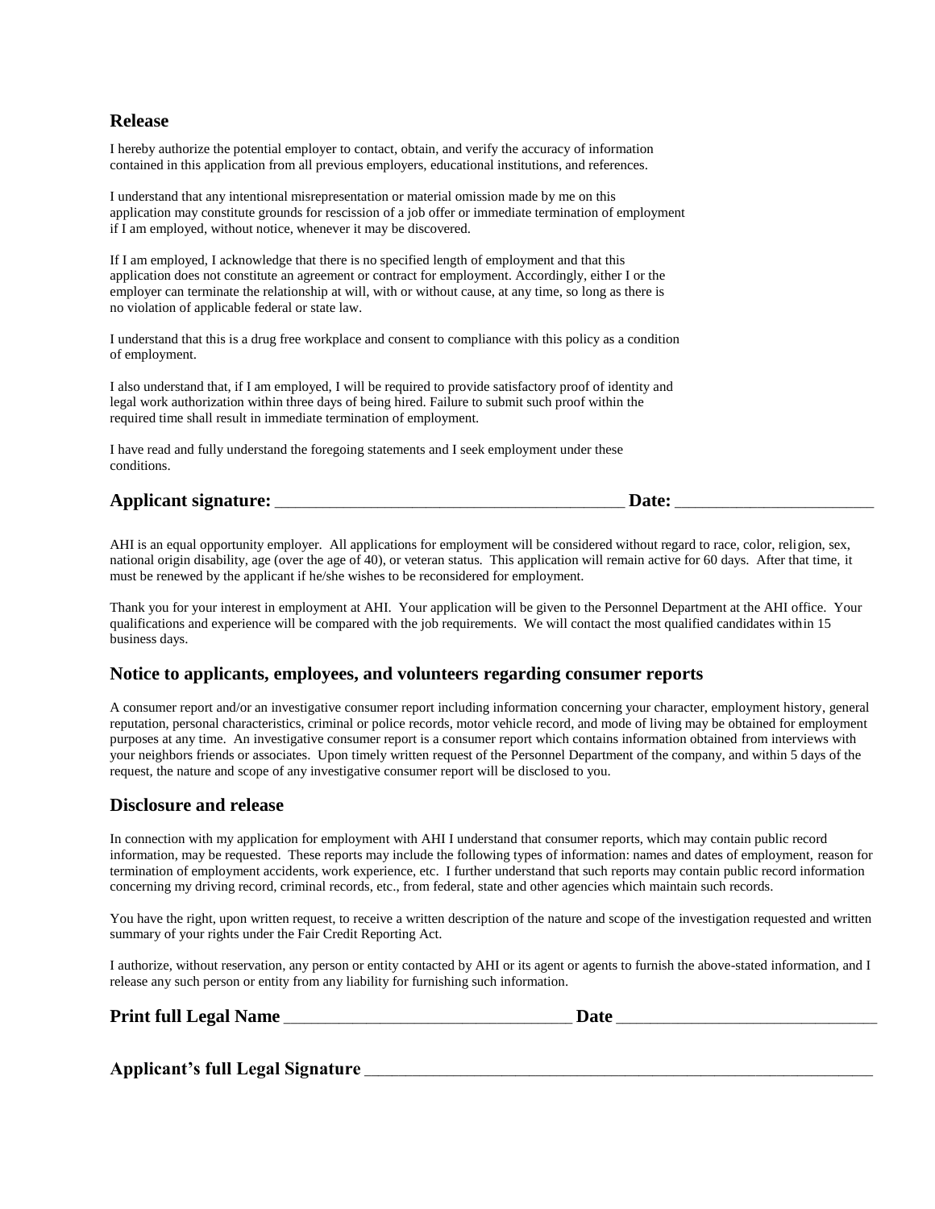## Release

I hereby authorize the potential employer to contact, obtain, and verify the accuracy of information contained in this application from all previous employers, educational institutions, and references.

I understand that any intentional misrepresentation or material omission made by me on this application may constitute grounds for rescission of a job offer or immediate termination of employment if I am employed, without notice, whenever it may be discovered.

If I am employed, I acknowledge that there is no specified length of employment and that this application does not constitute an agreement or contract for employment. Accordingly, either I or the employer can terminate the relationship at will, with or without cause, at any time, so long as there is no violation of applicable federal or state law.

I understand that this is a drug free workplace and consent to compliance with this policy as a condition of employment.

I also understand that, if I am employed, I will be required to provide satisfactory proof of identity and legal work authorization within three days of being hired. Failure to submit such proof within the required time shall result in immediate termination of employment.

I have read and fully understand the foregoing statements and I seek employment under these conditions.

**Applicant signature:** ________________________________________ **Date:** ______________________

AHI is an equal opportunity employer. All applications for employment will be considered without regard to race, color, religion, sex, national origin disability, age (over the age of 40), or veteran status. This application will remain active for 60 days. After that time, it must be renewed by the applicant if he/she wishes to be reconsidered for employment.

Thank you for your interest in employment at AHI. Your application will be given to the Personnel Department at the AHI office. Your qualifications and experience will be compared with the job requirements. We will contact the most qualified candidates within 15 business days.

## Notice to applicants, employees, and volunteers regarding consumer reports

A consumer report and/or an investigative consumer report including information concerning your character, employment history, general reputation, personal characteristics, criminal or police records, motor vehicle record, and mode of living may be obtained for employment purposes at any time. An investigative consumer report is a consumer report which contains information obtained from interviews with your neighbors friends or associates. Upon timely written request of the Personnel Department of the company, and within 5 days of the request, the nature and scope of any investigative consumer report will be disclosed to you.

## Disclosure and release

In connection with my application for employment with AHI I understand that consumer reports, which may contain public record information, may be requested. These reports may include the following types of information: names and dates of employment, reason for termination of employment accidents, work experience, etc. I further understand that such reports may contain public record information concerning my driving record, criminal records, etc., from federal, state and other agencies which maintain such records.

You have the right, upon written request, to receive a written description of the nature and scope of the investigation requested and written summary of your rights under the Fair Credit Reporting Act.

I authorize, without reservation, any person or entity contacted by AHI or its agent or agents to furnish the above-stated information, and I release any such person or entity from any liability for furnishing such information.

**Print full Legal Name** _________________________________ **Date** _____________________________

**Applicant's full Legal Signature** ____________________________________________________________